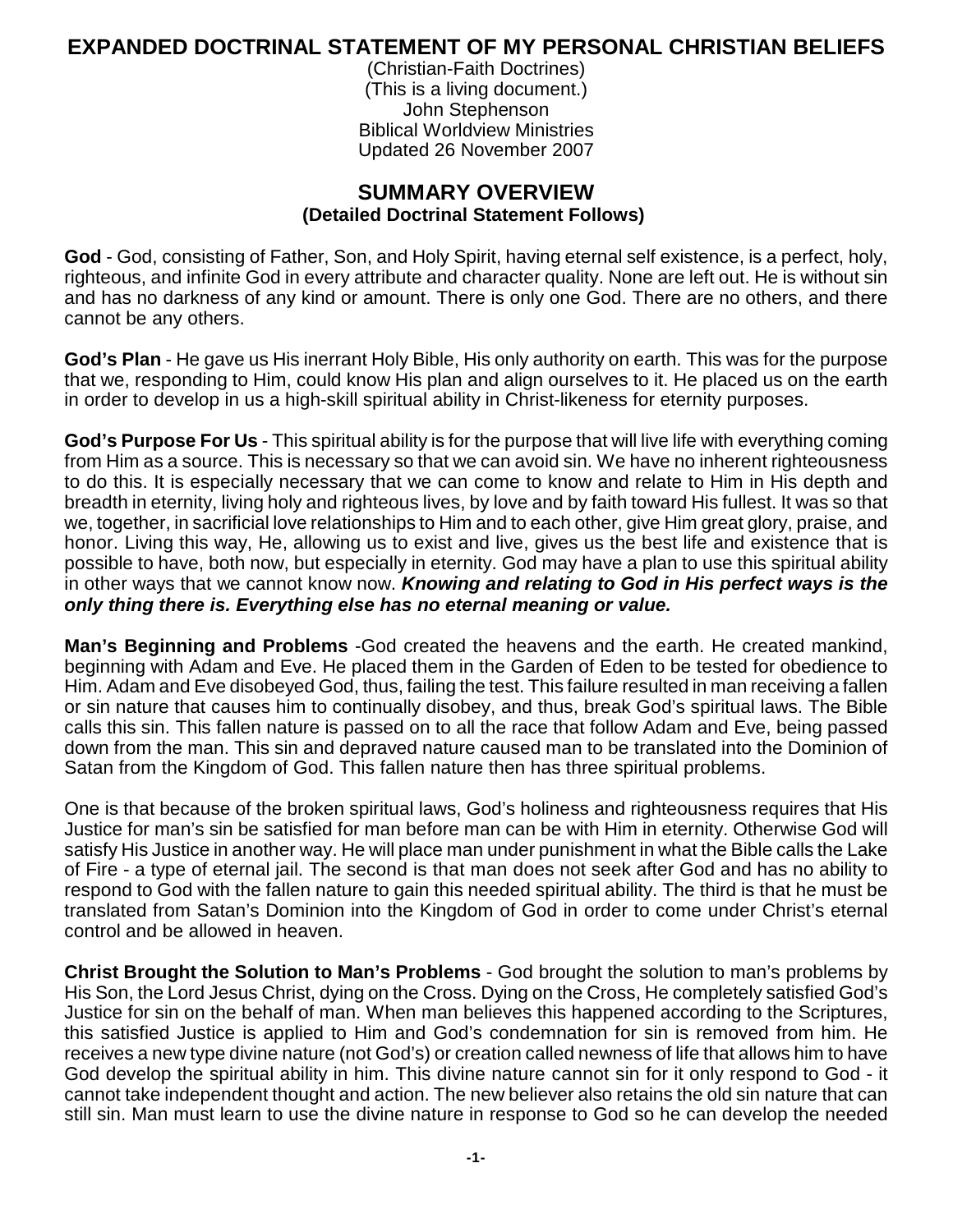# EXPANDED DOCTRINAL STATEMENT OF MY PERSONAL CHRISTIAN BELIEFS

(Christian-Faith Doctrines)
(This is a living document.)
John Stephenson
Biblical Worldview Ministries
Updated 26 November 2007

## SUMMARY OVERVIEW
### (Detailed Doctrinal Statement Follows)

**God** - God, consisting of Father, Son, and Holy Spirit, having eternal self existence, is a perfect, holy, righteous, and infinite God in every attribute and character quality. None are left out. He is without sin and has no darkness of any kind or amount. There is only one God. There are no others, and there cannot be any others.

**God's Plan** - He gave us His inerrant Holy Bible, His only authority on earth. This was for the purpose that we, responding to Him, could know His plan and align ourselves to it. He placed us on the earth in order to develop in us a high-skill spiritual ability in Christ-likeness for eternity purposes.

**God's Purpose For Us** - This spiritual ability is for the purpose that will live life with everything coming from Him as a source. This is necessary so that we can avoid sin. We have no inherent righteousness to do this. It is especially necessary that we can come to know and relate to Him in His depth and breadth in eternity, living holy and righteous lives, by love and by faith toward His fullest. It was so that we, together, in sacrificial love relationships to Him and to each other, give Him great glory, praise, and honor. Living this way, He, allowing us to exist and live, gives us the best life and existence that is possible to have, both now, but especially in eternity. God may have a plan to use this spiritual ability in other ways that we cannot know now. ***Knowing and relating to God in His perfect ways is the only thing there is. Everything else has no eternal meaning or value.***

**Man's Beginning and Problems** -God created the heavens and the earth. He created mankind, beginning with Adam and Eve. He placed them in the Garden of Eden to be tested for obedience to Him. Adam and Eve disobeyed God, thus, failing the test. This failure resulted in man receiving a fallen or sin nature that causes him to continually disobey, and thus, break God's spiritual laws. The Bible calls this sin. This fallen nature is passed on to all the race that follow Adam and Eve, being passed down from the man. This sin and depraved nature caused man to be translated into the Dominion of Satan from the Kingdom of God. This fallen nature then has three spiritual problems.

One is that because of the broken spiritual laws, God's holiness and righteousness requires that His Justice for man's sin be satisfied for man before man can be with Him in eternity. Otherwise God will satisfy His Justice in another way. He will place man under punishment in what the Bible calls the Lake of Fire - a type of eternal jail. The second is that man does not seek after God and has no ability to respond to God with the fallen nature to gain this needed spiritual ability. The third is that he must be translated from Satan's Dominion into the Kingdom of God in order to come under Christ's eternal control and be allowed in heaven.

**Christ Brought the Solution to Man's Problems** - God brought the solution to man's problems by His Son, the Lord Jesus Christ, dying on the Cross. Dying on the Cross, He completely satisfied God's Justice for sin on the behalf of man. When man believes this happened according to the Scriptures, this satisfied Justice is applied to Him and God's condemnation for sin is removed from him. He receives a new type divine nature (not God's) or creation called newness of life that allows him to have God develop the spiritual ability in him. This divine nature cannot sin for it only respond to God - it cannot take independent thought and action. The new believer also retains the old sin nature that can still sin. Man must learn to use the divine nature in response to God so he can develop the needed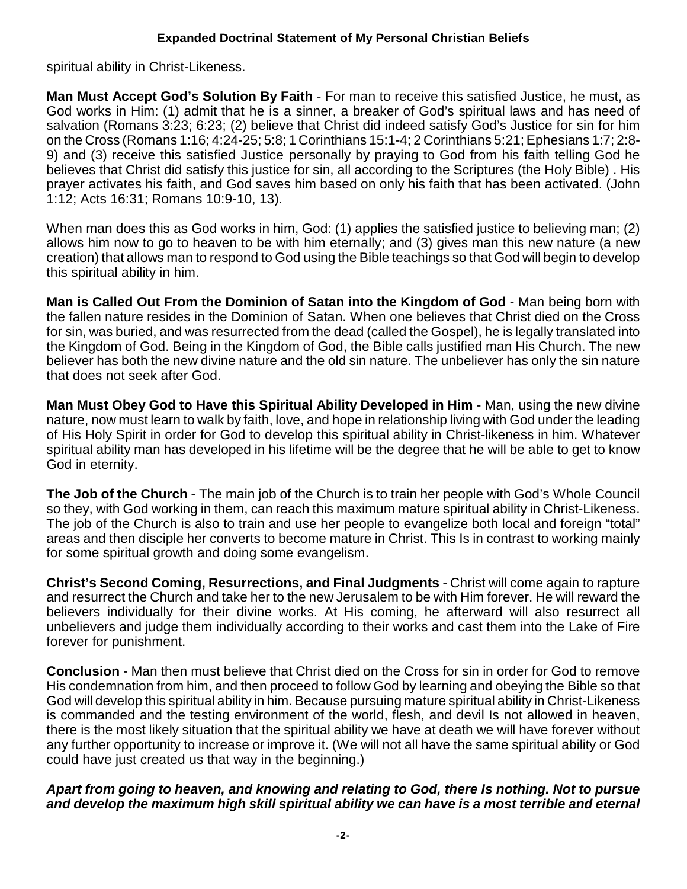spiritual ability in Christ-Likeness.

**Man Must Accept God's Solution By Faith** - For man to receive this satisfied Justice, he must, as God works in Him: (1) admit that he is a sinner, a breaker of God's spiritual laws and has need of salvation (Romans 3:23; 6:23; (2) believe that Christ did indeed satisfy God's Justice for sin for him on the Cross (Romans 1:16; 4:24-25; 5:8; 1 Corinthians 15:1-4; 2 Corinthians 5:21; Ephesians 1:7; 2:8-9) and (3) receive this satisfied Justice personally by praying to God from his faith telling God he believes that Christ did satisfy this justice for sin, all according to the Scriptures (the Holy Bible) . His prayer activates his faith, and God saves him based on only his faith that has been activated. (John 1:12; Acts 16:31; Romans 10:9-10, 13).

When man does this as God works in him, God: (1) applies the satisfied justice to believing man; (2) allows him now to go to heaven to be with him eternally; and (3) gives man this new nature (a new creation) that allows man to respond to God using the Bible teachings so that God will begin to develop this spiritual ability in him.

**Man is Called Out From the Dominion of Satan into the Kingdom of God** - Man being born with the fallen nature resides in the Dominion of Satan. When one believes that Christ died on the Cross for sin, was buried, and was resurrected from the dead (called the Gospel), he is legally translated into the Kingdom of God. Being in the Kingdom of God, the Bible calls justified man His Church. The new believer has both the new divine nature and the old sin nature. The unbeliever has only the sin nature that does not seek after God.

**Man Must Obey God to Have this Spiritual Ability Developed in Him** - Man, using the new divine nature, now must learn to walk by faith, love, and hope in relationship living with God under the leading of His Holy Spirit in order for God to develop this spiritual ability in Christ-likeness in him. Whatever spiritual ability man has developed in his lifetime will be the degree that he will be able to get to know God in eternity.

**The Job of the Church** - The main job of the Church is to train her people with God's Whole Council so they, with God working in them, can reach this maximum mature spiritual ability in Christ-Likeness. The job of the Church is also to train and use her people to evangelize both local and foreign "total" areas and then disciple her converts to become mature in Christ. This Is in contrast to working mainly for some spiritual growth and doing some evangelism.

**Christ's Second Coming, Resurrections, and Final Judgments** - Christ will come again to rapture and resurrect the Church and take her to the new Jerusalem to be with Him forever. He will reward the believers individually for their divine works. At His coming, he afterward will also resurrect all unbelievers and judge them individually according to their works and cast them into the Lake of Fire forever for punishment.

**Conclusion** - Man then must believe that Christ died on the Cross for sin in order for God to remove His condemnation from him, and then proceed to follow God by learning and obeying the Bible so that God will develop this spiritual ability in him. Because pursuing mature spiritual ability in Christ-Likeness is commanded and the testing environment of the world, flesh, and devil Is not allowed in heaven, there is the most likely situation that the spiritual ability we have at death we will have forever without any further opportunity to increase or improve it. (We will not all have the same spiritual ability or God could have just created us that way in the beginning.)

***Apart from going to heaven, and knowing and relating to God, there Is nothing. Not to pursue and develop the maximum high skill spiritual ability we can have is a most terrible and eternal***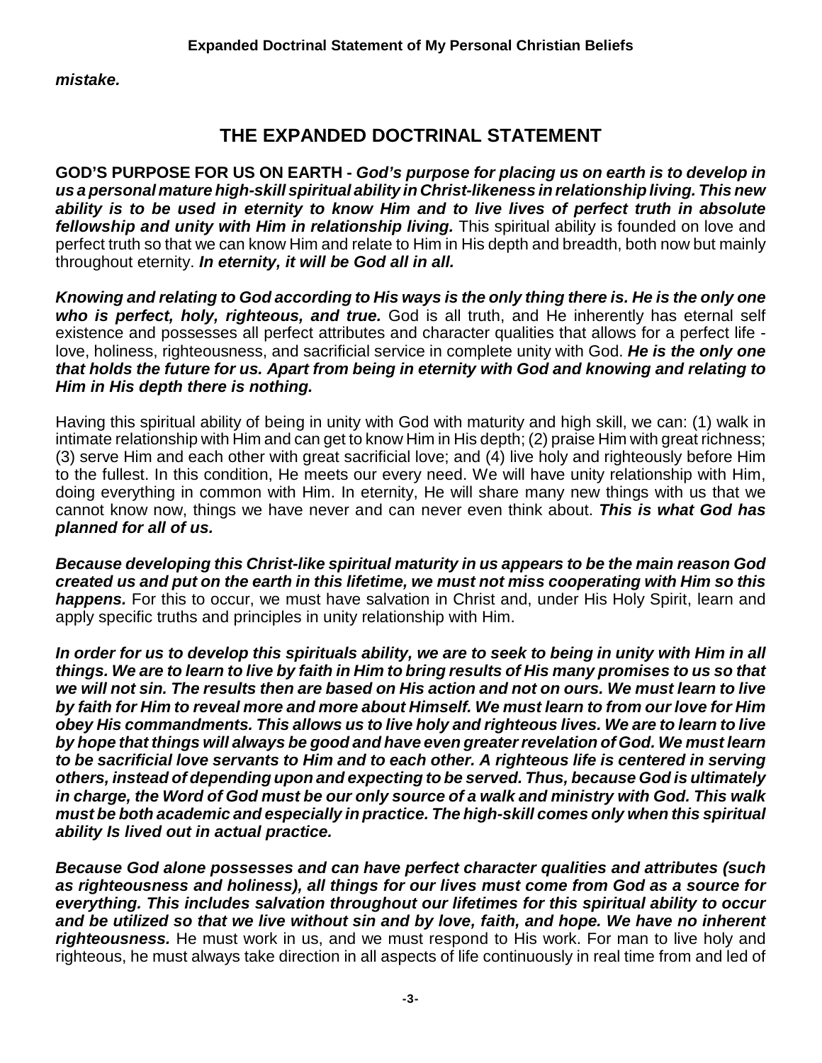***mistake.***

## THE EXPANDED DOCTRINAL STATEMENT

**GOD'S PURPOSE FOR US ON EARTH -** ***God's purpose for placing us on earth is to develop in us a personal mature high-skill spiritual ability in Christ-likeness in relationship living. This new ability is to be used in eternity to know Him and to live lives of perfect truth in absolute fellowship and unity with Him in relationship living.*** This spiritual ability is founded on love and perfect truth so that we can know Him and relate to Him in His depth and breadth, both now but mainly throughout eternity. ***In eternity, it will be God all in all.***

***Knowing and relating to God according to His ways is the only thing there is. He is the only one who is perfect, holy, righteous, and true.*** God is all truth, and He inherently has eternal self existence and possesses all perfect attributes and character qualities that allows for a perfect life - love, holiness, righteousness, and sacrificial service in complete unity with God. ***He is the only one that holds the future for us. Apart from being in eternity with God and knowing and relating to Him in His depth there is nothing.***

Having this spiritual ability of being in unity with God with maturity and high skill, we can: (1) walk in intimate relationship with Him and can get to know Him in His depth; (2) praise Him with great richness; (3) serve Him and each other with great sacrificial love; and (4) live holy and righteously before Him to the fullest. In this condition, He meets our every need. We will have unity relationship with Him, doing everything in common with Him. In eternity, He will share many new things with us that we cannot know now, things we have never and can never even think about. ***This is what God has planned for all of us.***

***Because developing this Christ-like spiritual maturity in us appears to be the main reason God created us and put on the earth in this lifetime, we must not miss cooperating with Him so this happens.*** For this to occur, we must have salvation in Christ and, under His Holy Spirit, learn and apply specific truths and principles in unity relationship with Him.

***In order for us to develop this spirituals ability, we are to seek to being in unity with Him in all things. We are to learn to live by faith in Him to bring results of His many promises to us so that we will not sin. The results then are based on His action and not on ours. We must learn to live by faith for Him to reveal more and more about Himself. We must learn to from our love for Him obey His commandments. This allows us to live holy and righteous lives. We are to learn to live by hope that things will always be good and have even greater revelation of God. We must learn to be sacrificial love servants to Him and to each other. A righteous life is centered in serving others, instead of depending upon and expecting to be served. Thus, because God is ultimately in charge, the Word of God must be our only source of a walk and ministry with God. This walk must be both academic and especially in practice. The high-skill comes only when this spiritual ability Is lived out in actual practice.***

***Because God alone possesses and can have perfect character qualities and attributes (such as righteousness and holiness), all things for our lives must come from God as a source for everything. This includes salvation throughout our lifetimes for this spiritual ability to occur and be utilized so that we live without sin and by love, faith, and hope. We have no inherent righteousness.*** He must work in us, and we must respond to His work. For man to live holy and righteous, he must always take direction in all aspects of life continuously in real time from and led of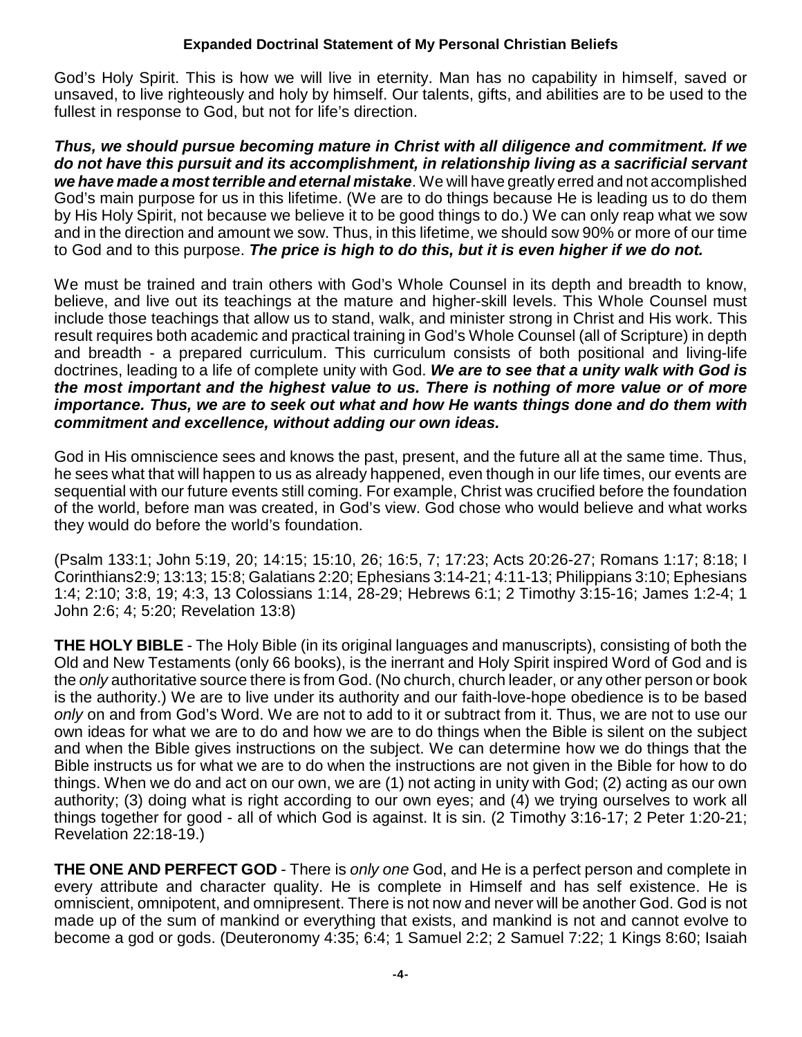God's Holy Spirit. This is how we will live in eternity. Man has no capability in himself, saved or unsaved, to live righteously and holy by himself. Our talents, gifts, and abilities are to be used to the fullest in response to God, but not for life's direction.

***Thus, we should pursue becoming mature in Christ with all diligence and commitment. If we do not have this pursuit and its accomplishment, in relationship living as a sacrificial servant we have made a most terrible and eternal mistake***. We will have greatly erred and not accomplished God's main purpose for us in this lifetime. (We are to do things because He is leading us to do them by His Holy Spirit, not because we believe it to be good things to do.) We can only reap what we sow and in the direction and amount we sow. Thus, in this lifetime, we should sow 90% or more of our time to God and to this purpose. ***The price is high to do this, but it is even higher if we do not.***

We must be trained and train others with God's Whole Counsel in its depth and breadth to know, believe, and live out its teachings at the mature and higher-skill levels. This Whole Counsel must include those teachings that allow us to stand, walk, and minister strong in Christ and His work. This result requires both academic and practical training in God's Whole Counsel (all of Scripture) in depth and breadth - a prepared curriculum. This curriculum consists of both positional and living-life doctrines, leading to a life of complete unity with God. ***We are to see that a unity walk with God is the most important and the highest value to us. There is nothing of more value or of more importance. Thus, we are to seek out what and how He wants things done and do them with commitment and excellence, without adding our own ideas.***

God in His omniscience sees and knows the past, present, and the future all at the same time. Thus, he sees what that will happen to us as already happened, even though in our life times, our events are sequential with our future events still coming. For example, Christ was crucified before the foundation of the world, before man was created, in God's view. God chose who would believe and what works they would do before the world's foundation.

(Psalm 133:1; John 5:19, 20; 14:15; 15:10, 26; 16:5, 7; 17:23; Acts 20:26-27; Romans 1:17; 8:18; I Corinthians2:9; 13:13; 15:8; Galatians 2:20; Ephesians 3:14-21; 4:11-13; Philippians 3:10; Ephesians 1:4; 2:10; 3:8, 19; 4:3, 13 Colossians 1:14, 28-29; Hebrews 6:1; 2 Timothy 3:15-16; James 1:2-4; 1 John 2:6; 4; 5:20; Revelation 13:8)

**THE HOLY BIBLE** - The Holy Bible (in its original languages and manuscripts), consisting of both the Old and New Testaments (only 66 books), is the inerrant and Holy Spirit inspired Word of God and is the *only* authoritative source there is from God. (No church, church leader, or any other person or book is the authority.) We are to live under its authority and our faith-love-hope obedience is to be based *only* on and from God's Word. We are not to add to it or subtract from it. Thus, we are not to use our own ideas for what we are to do and how we are to do things when the Bible is silent on the subject and when the Bible gives instructions on the subject. We can determine how we do things that the Bible instructs us for what we are to do when the instructions are not given in the Bible for how to do things. When we do and act on our own, we are (1) not acting in unity with God; (2) acting as our own authority; (3) doing what is right according to our own eyes; and (4) we trying ourselves to work all things together for good - all of which God is against. It is sin. (2 Timothy 3:16-17; 2 Peter 1:20-21; Revelation 22:18-19.)

**THE ONE AND PERFECT GOD** - There is *only one* God, and He is a perfect person and complete in every attribute and character quality. He is complete in Himself and has self existence. He is omniscient, omnipotent, and omnipresent. There is not now and never will be another God. God is not made up of the sum of mankind or everything that exists, and mankind is not and cannot evolve to become a god or gods. (Deuteronomy 4:35; 6:4; 1 Samuel 2:2; 2 Samuel 7:22; 1 Kings 8:60; Isaiah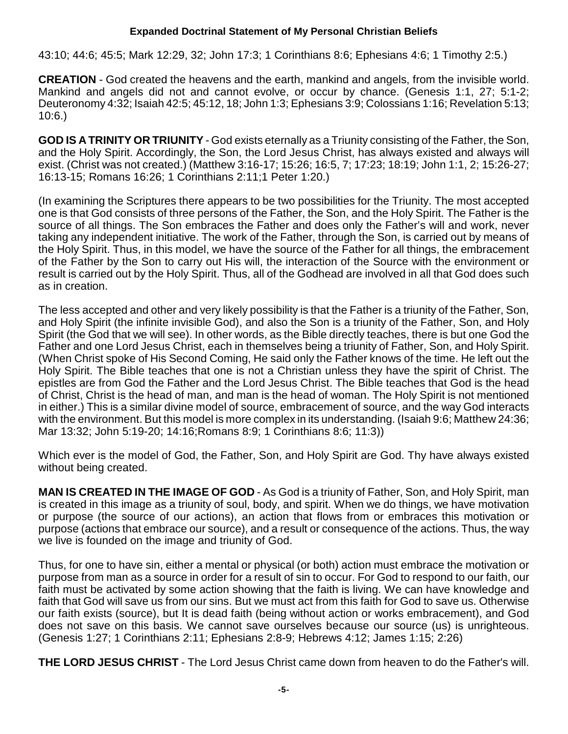43:10; 44:6; 45:5; Mark 12:29, 32; John 17:3; 1 Corinthians 8:6; Ephesians 4:6; 1 Timothy 2:5.)

**CREATION** - God created the heavens and the earth, mankind and angels, from the invisible world. Mankind and angels did not and cannot evolve, or occur by chance. (Genesis 1:1, 27; 5:1-2; Deuteronomy 4:32; Isaiah 42:5; 45:12, 18; John 1:3; Ephesians 3:9; Colossians 1:16; Revelation 5:13; 10:6.)

**GOD IS A TRINITY OR TRIUNITY** - God exists eternally as a Triunity consisting of the Father, the Son, and the Holy Spirit. Accordingly, the Son, the Lord Jesus Christ, has always existed and always will exist. (Christ was not created.) (Matthew 3:16-17; 15:26; 16:5, 7; 17:23; 18:19; John 1:1, 2; 15:26-27; 16:13-15; Romans 16:26; 1 Corinthians 2:11;1 Peter 1:20.)

(In examining the Scriptures there appears to be two possibilities for the Triunity. The most accepted one is that God consists of three persons of the Father, the Son, and the Holy Spirit. The Father is the source of all things. The Son embraces the Father and does only the Father's will and work, never taking any independent initiative. The work of the Father, through the Son, is carried out by means of the Holy Spirit. Thus, in this model, we have the source of the Father for all things, the embracement of the Father by the Son to carry out His will, the interaction of the Source with the environment or result is carried out by the Holy Spirit. Thus, all of the Godhead are involved in all that God does such as in creation.

The less accepted and other and very likely possibility is that the Father is a triunity of the Father, Son, and Holy Spirit (the infinite invisible God), and also the Son is a triunity of the Father, Son, and Holy Spirit (the God that we will see). In other words, as the Bible directly teaches, there is but one God the Father and one Lord Jesus Christ, each in themselves being a triunity of Father, Son, and Holy Spirit. (When Christ spoke of His Second Coming, He said only the Father knows of the time. He left out the Holy Spirit. The Bible teaches that one is not a Christian unless they have the spirit of Christ. The epistles are from God the Father and the Lord Jesus Christ. The Bible teaches that God is the head of Christ, Christ is the head of man, and man is the head of woman. The Holy Spirit is not mentioned in either.) This is a similar divine model of source, embracement of source, and the way God interacts with the environment. But this model is more complex in its understanding. (Isaiah 9:6; Matthew 24:36; Mar 13:32; John 5:19-20; 14:16;Romans 8:9; 1 Corinthians 8:6; 11:3))

Which ever is the model of God, the Father, Son, and Holy Spirit are God. Thy have always existed without being created.

**MAN IS CREATED IN THE IMAGE OF GOD** - As God is a triunity of Father, Son, and Holy Spirit, man is created in this image as a triunity of soul, body, and spirit. When we do things, we have motivation or purpose (the source of our actions), an action that flows from or embraces this motivation or purpose (actions that embrace our source), and a result or consequence of the actions. Thus, the way we live is founded on the image and triunity of God.

Thus, for one to have sin, either a mental or physical (or both) action must embrace the motivation or purpose from man as a source in order for a result of sin to occur. For God to respond to our faith, our faith must be activated by some action showing that the faith is living. We can have knowledge and faith that God will save us from our sins. But we must act from this faith for God to save us. Otherwise our faith exists (source), but It is dead faith (being without action or works embracement), and God does not save on this basis. We cannot save ourselves because our source (us) is unrighteous. (Genesis 1:27; 1 Corinthians 2:11; Ephesians 2:8-9; Hebrews 4:12; James 1:15; 2:26)

**THE LORD JESUS CHRIST** - The Lord Jesus Christ came down from heaven to do the Father's will.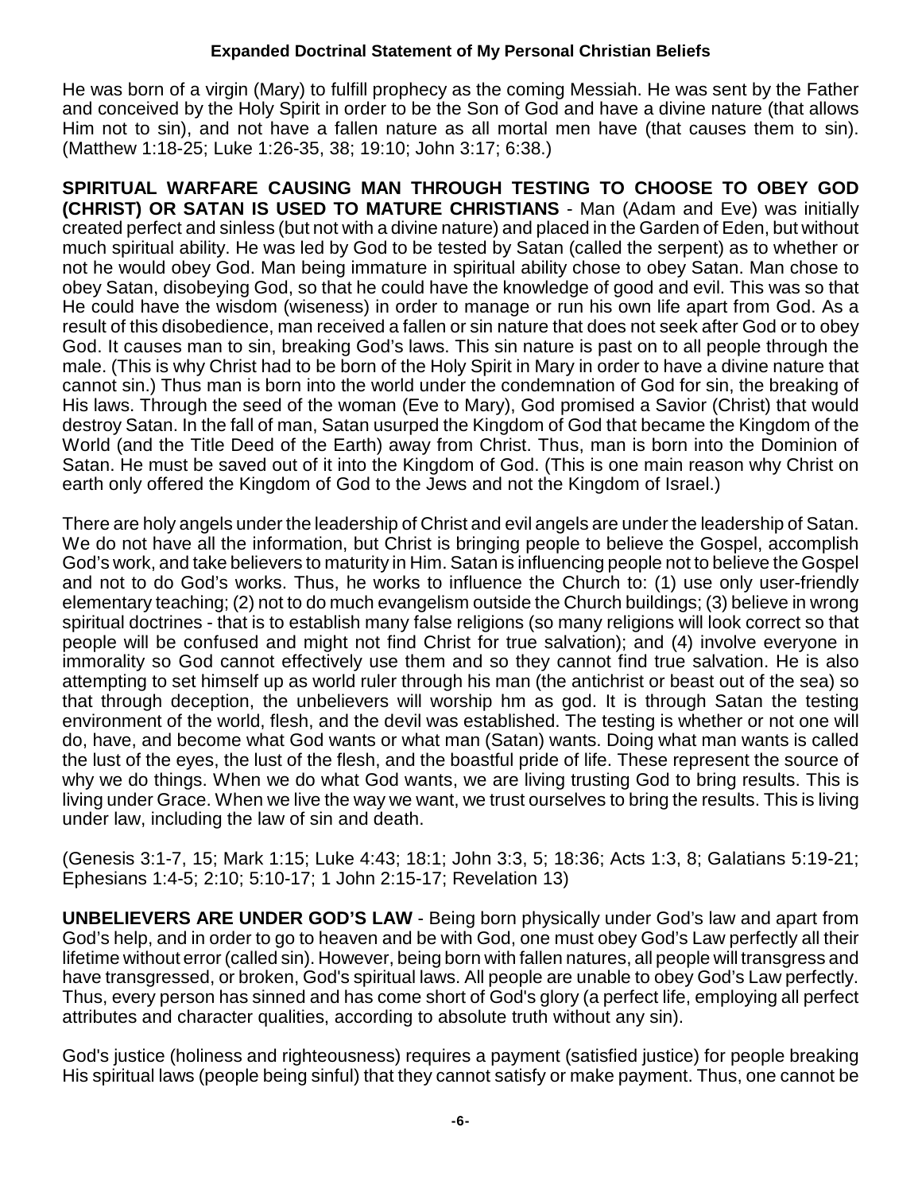He was born of a virgin (Mary) to fulfill prophecy as the coming Messiah. He was sent by the Father and conceived by the Holy Spirit in order to be the Son of God and have a divine nature (that allows Him not to sin), and not have a fallen nature as all mortal men have (that causes them to sin). (Matthew 1:18-25; Luke 1:26-35, 38; 19:10; John 3:17; 6:38.)

**SPIRITUAL WARFARE CAUSING MAN THROUGH TESTING TO CHOOSE TO OBEY GOD (CHRIST) OR SATAN IS USED TO MATURE CHRISTIANS** - Man (Adam and Eve) was initially created perfect and sinless (but not with a divine nature) and placed in the Garden of Eden, but without much spiritual ability. He was led by God to be tested by Satan (called the serpent) as to whether or not he would obey God. Man being immature in spiritual ability chose to obey Satan. Man chose to obey Satan, disobeying God, so that he could have the knowledge of good and evil. This was so that He could have the wisdom (wiseness) in order to manage or run his own life apart from God. As a result of this disobedience, man received a fallen or sin nature that does not seek after God or to obey God. It causes man to sin, breaking God's laws. This sin nature is past on to all people through the male. (This is why Christ had to be born of the Holy Spirit in Mary in order to have a divine nature that cannot sin.) Thus man is born into the world under the condemnation of God for sin, the breaking of His laws. Through the seed of the woman (Eve to Mary), God promised a Savior (Christ) that would destroy Satan. In the fall of man, Satan usurped the Kingdom of God that became the Kingdom of the World (and the Title Deed of the Earth) away from Christ. Thus, man is born into the Dominion of Satan. He must be saved out of it into the Kingdom of God. (This is one main reason why Christ on earth only offered the Kingdom of God to the Jews and not the Kingdom of Israel.)

There are holy angels under the leadership of Christ and evil angels are under the leadership of Satan. We do not have all the information, but Christ is bringing people to believe the Gospel, accomplish God's work, and take believers to maturity in Him. Satan is influencing people not to believe the Gospel and not to do God's works. Thus, he works to influence the Church to: (1) use only user-friendly elementary teaching; (2) not to do much evangelism outside the Church buildings; (3) believe in wrong spiritual doctrines - that is to establish many false religions (so many religions will look correct so that people will be confused and might not find Christ for true salvation); and (4) involve everyone in immorality so God cannot effectively use them and so they cannot find true salvation. He is also attempting to set himself up as world ruler through his man (the antichrist or beast out of the sea) so that through deception, the unbelievers will worship hm as god. It is through Satan the testing environment of the world, flesh, and the devil was established. The testing is whether or not one will do, have, and become what God wants or what man (Satan) wants. Doing what man wants is called the lust of the eyes, the lust of the flesh, and the boastful pride of life. These represent the source of why we do things. When we do what God wants, we are living trusting God to bring results. This is living under Grace. When we live the way we want, we trust ourselves to bring the results. This is living under law, including the law of sin and death.

(Genesis 3:1-7, 15; Mark 1:15; Luke 4:43; 18:1; John 3:3, 5; 18:36; Acts 1:3, 8; Galatians 5:19-21; Ephesians 1:4-5; 2:10; 5:10-17; 1 John 2:15-17; Revelation 13)

**UNBELIEVERS ARE UNDER GOD'S LAW** - Being born physically under God's law and apart from God's help, and in order to go to heaven and be with God, one must obey God's Law perfectly all their lifetime without error (called sin). However, being born with fallen natures, all people will transgress and have transgressed, or broken, God's spiritual laws. All people are unable to obey God's Law perfectly. Thus, every person has sinned and has come short of God's glory (a perfect life, employing all perfect attributes and character qualities, according to absolute truth without any sin).

God's justice (holiness and righteousness) requires a payment (satisfied justice) for people breaking His spiritual laws (people being sinful) that they cannot satisfy or make payment. Thus, one cannot be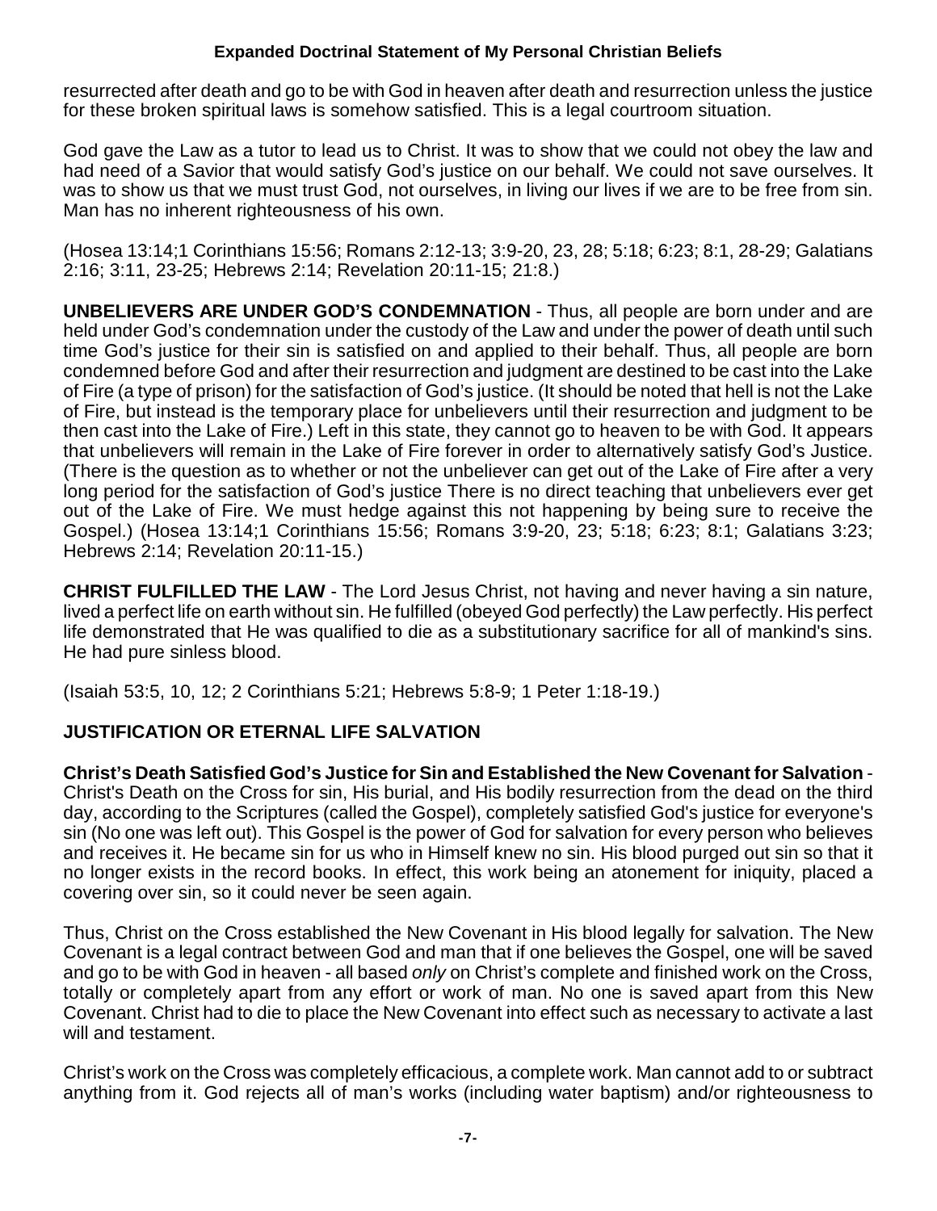resurrected after death and go to be with God in heaven after death and resurrection unless the justice for these broken spiritual laws is somehow satisfied. This is a legal courtroom situation.

God gave the Law as a tutor to lead us to Christ. It was to show that we could not obey the law and had need of a Savior that would satisfy God's justice on our behalf. We could not save ourselves. It was to show us that we must trust God, not ourselves, in living our lives if we are to be free from sin. Man has no inherent righteousness of his own.

(Hosea 13:14;1 Corinthians 15:56; Romans 2:12-13; 3:9-20, 23, 28; 5:18; 6:23; 8:1, 28-29; Galatians 2:16; 3:11, 23-25; Hebrews 2:14; Revelation 20:11-15; 21:8.)

**UNBELIEVERS ARE UNDER GOD'S CONDEMNATION** - Thus, all people are born under and are held under God's condemnation under the custody of the Law and under the power of death until such time God's justice for their sin is satisfied on and applied to their behalf. Thus, all people are born condemned before God and after their resurrection and judgment are destined to be cast into the Lake of Fire (a type of prison) for the satisfaction of God's justice. (It should be noted that hell is not the Lake of Fire, but instead is the temporary place for unbelievers until their resurrection and judgment to be then cast into the Lake of Fire.) Left in this state, they cannot go to heaven to be with God. It appears that unbelievers will remain in the Lake of Fire forever in order to alternatively satisfy God's Justice. (There is the question as to whether or not the unbeliever can get out of the Lake of Fire after a very long period for the satisfaction of God's justice There is no direct teaching that unbelievers ever get out of the Lake of Fire. We must hedge against this not happening by being sure to receive the Gospel.) (Hosea 13:14;1 Corinthians 15:56; Romans 3:9-20, 23; 5:18; 6:23; 8:1; Galatians 3:23; Hebrews 2:14; Revelation 20:11-15.)

**CHRIST FULFILLED THE LAW** - The Lord Jesus Christ, not having and never having a sin nature, lived a perfect life on earth without sin. He fulfilled (obeyed God perfectly) the Law perfectly. His perfect life demonstrated that He was qualified to die as a substitutionary sacrifice for all of mankind's sins. He had pure sinless blood.

(Isaiah 53:5, 10, 12; 2 Corinthians 5:21; Hebrews 5:8-9; 1 Peter 1:18-19.)

## JUSTIFICATION OR ETERNAL LIFE SALVATION

**Christ's Death Satisfied God's Justice for Sin and Established the New Covenant for Salvation** - Christ's Death on the Cross for sin, His burial, and His bodily resurrection from the dead on the third day, according to the Scriptures (called the Gospel), completely satisfied God's justice for everyone's sin (No one was left out). This Gospel is the power of God for salvation for every person who believes and receives it. He became sin for us who in Himself knew no sin. His blood purged out sin so that it no longer exists in the record books. In effect, this work being an atonement for iniquity, placed a covering over sin, so it could never be seen again.

Thus, Christ on the Cross established the New Covenant in His blood legally for salvation. The New Covenant is a legal contract between God and man that if one believes the Gospel, one will be saved and go to be with God in heaven - all based *only* on Christ's complete and finished work on the Cross, totally or completely apart from any effort or work of man. No one is saved apart from this New Covenant. Christ had to die to place the New Covenant into effect such as necessary to activate a last will and testament.

Christ's work on the Cross was completely efficacious, a complete work. Man cannot add to or subtract anything from it. God rejects all of man's works (including water baptism) and/or righteousness to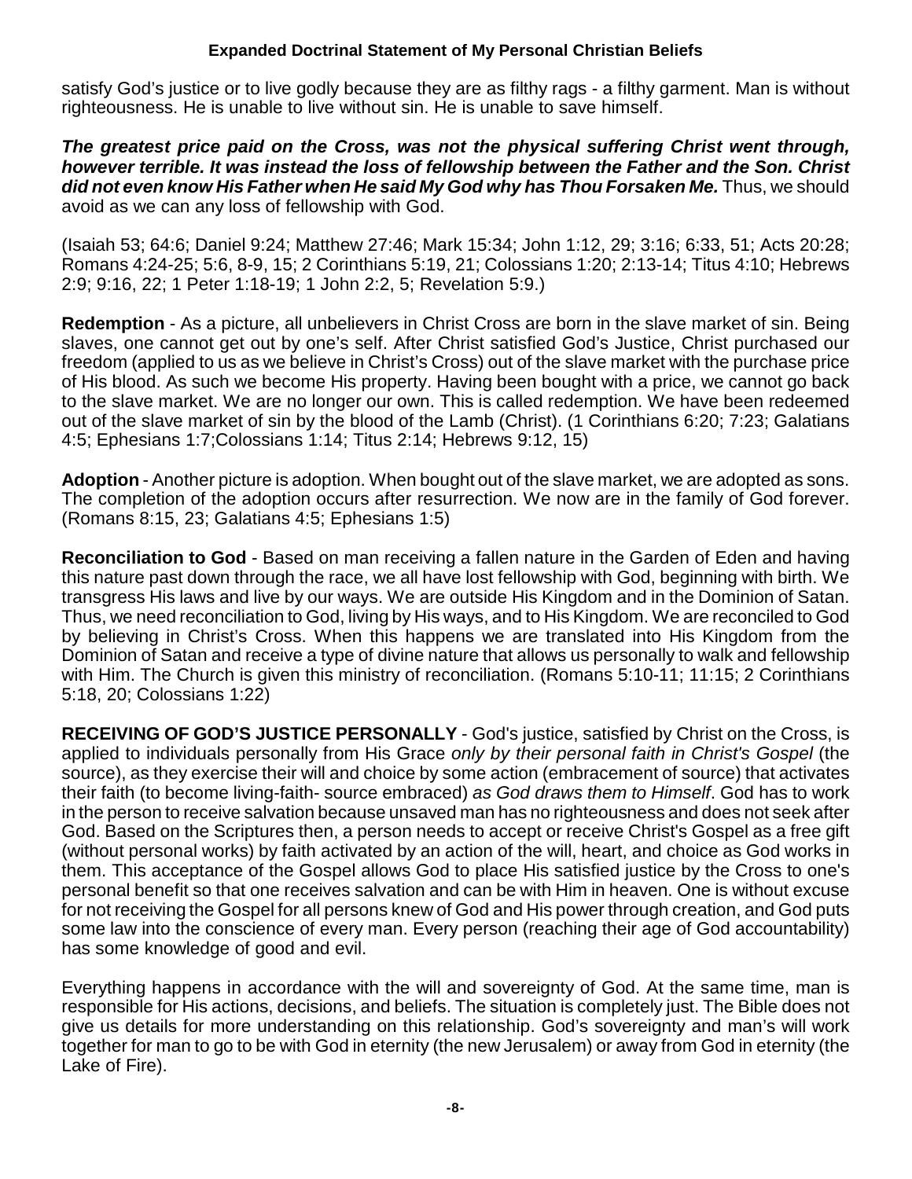satisfy God's justice or to live godly because they are as filthy rags - a filthy garment. Man is without righteousness. He is unable to live without sin. He is unable to save himself.

***The greatest price paid on the Cross, was not the physical suffering Christ went through, however terrible. It was instead the loss of fellowship between the Father and the Son. Christ did not even know His Father when He said My God why has Thou Forsaken Me.*** Thus, we should avoid as we can any loss of fellowship with God.

(Isaiah 53; 64:6; Daniel 9:24; Matthew 27:46; Mark 15:34; John 1:12, 29; 3:16; 6:33, 51; Acts 20:28; Romans 4:24-25; 5:6, 8-9, 15; 2 Corinthians 5:19, 21; Colossians 1:20; 2:13-14; Titus 4:10; Hebrews 2:9; 9:16, 22; 1 Peter 1:18-19; 1 John 2:2, 5; Revelation 5:9.)

**Redemption** - As a picture, all unbelievers in Christ Cross are born in the slave market of sin. Being slaves, one cannot get out by one's self. After Christ satisfied God's Justice, Christ purchased our freedom (applied to us as we believe in Christ's Cross) out of the slave market with the purchase price of His blood. As such we become His property. Having been bought with a price, we cannot go back to the slave market. We are no longer our own. This is called redemption. We have been redeemed out of the slave market of sin by the blood of the Lamb (Christ). (1 Corinthians 6:20; 7:23; Galatians 4:5; Ephesians 1:7;Colossians 1:14; Titus 2:14; Hebrews 9:12, 15)

**Adoption** - Another picture is adoption. When bought out of the slave market, we are adopted as sons. The completion of the adoption occurs after resurrection. We now are in the family of God forever. (Romans 8:15, 23; Galatians 4:5; Ephesians 1:5)

**Reconciliation to God** - Based on man receiving a fallen nature in the Garden of Eden and having this nature past down through the race, we all have lost fellowship with God, beginning with birth. We transgress His laws and live by our ways. We are outside His Kingdom and in the Dominion of Satan. Thus, we need reconciliation to God, living by His ways, and to His Kingdom. We are reconciled to God by believing in Christ's Cross. When this happens we are translated into His Kingdom from the Dominion of Satan and receive a type of divine nature that allows us personally to walk and fellowship with Him. The Church is given this ministry of reconciliation. (Romans 5:10-11; 11:15; 2 Corinthians 5:18, 20; Colossians 1:22)

**RECEIVING OF GOD'S JUSTICE PERSONALLY** - God's justice, satisfied by Christ on the Cross, is applied to individuals personally from His Grace *only by their personal faith in Christ's Gospel* (the source), as they exercise their will and choice by some action (embracement of source) that activates their faith (to become living-faith- source embraced) *as God draws them to Himself*. God has to work in the person to receive salvation because unsaved man has no righteousness and does not seek after God. Based on the Scriptures then, a person needs to accept or receive Christ's Gospel as a free gift (without personal works) by faith activated by an action of the will, heart, and choice as God works in them. This acceptance of the Gospel allows God to place His satisfied justice by the Cross to one's personal benefit so that one receives salvation and can be with Him in heaven. One is without excuse for not receiving the Gospel for all persons knew of God and His power through creation, and God puts some law into the conscience of every man. Every person (reaching their age of God accountability) has some knowledge of good and evil.

Everything happens in accordance with the will and sovereignty of God. At the same time, man is responsible for His actions, decisions, and beliefs. The situation is completely just. The Bible does not give us details for more understanding on this relationship. God's sovereignty and man's will work together for man to go to be with God in eternity (the new Jerusalem) or away from God in eternity (the Lake of Fire).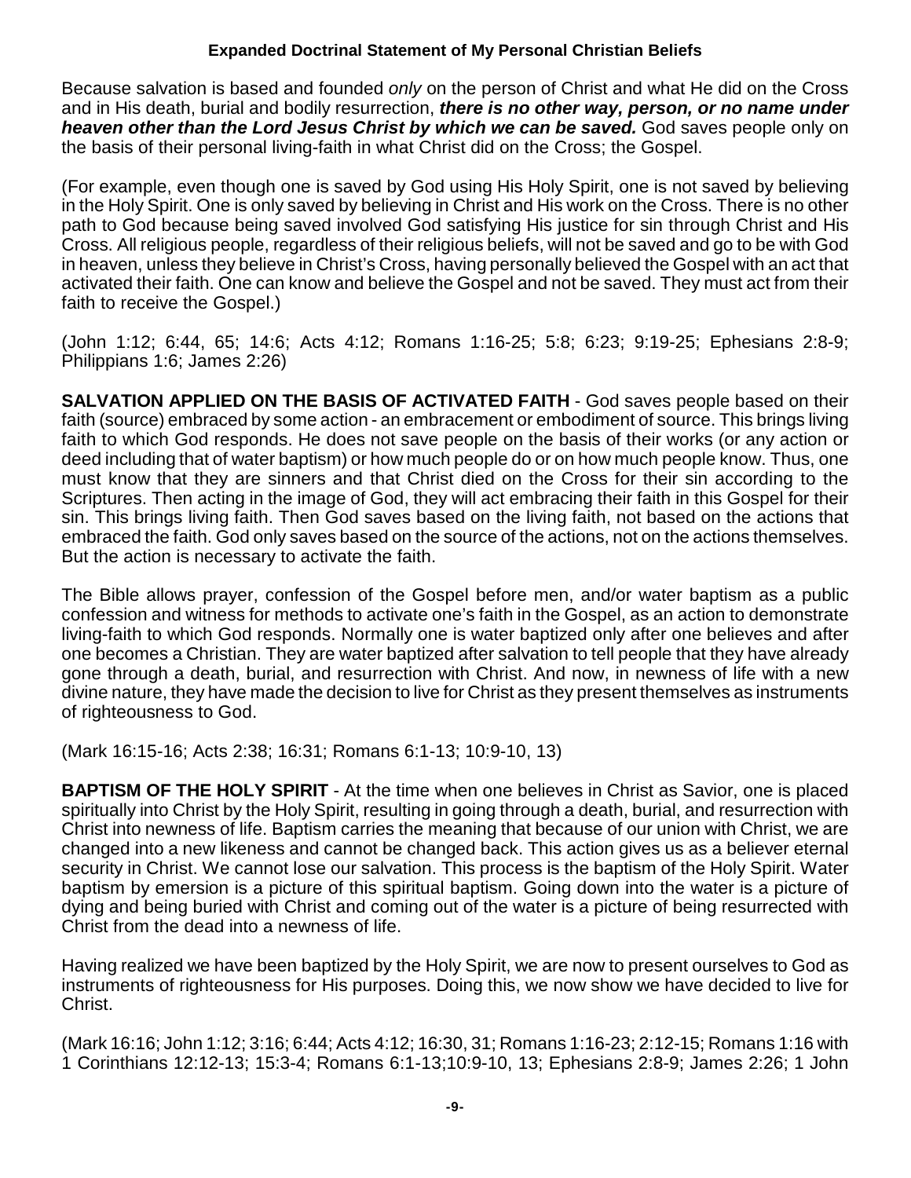**Expanded Doctrinal Statement of My Personal Christian Beliefs**

Because salvation is based and founded *only* on the person of Christ and what He did on the Cross and in His death, burial and bodily resurrection, ***there is no other way, person, or no name under heaven other than the Lord Jesus Christ by which we can be saved.*** God saves people only on the basis of their personal living-faith in what Christ did on the Cross; the Gospel.

(For example, even though one is saved by God using His Holy Spirit, one is not saved by believing in the Holy Spirit. One is only saved by believing in Christ and His work on the Cross. There is no other path to God because being saved involved God satisfying His justice for sin through Christ and His Cross. All religious people, regardless of their religious beliefs, will not be saved and go to be with God in heaven, unless they believe in Christ's Cross, having personally believed the Gospel with an act that activated their faith. One can know and believe the Gospel and not be saved. They must act from their faith to receive the Gospel.)

(John 1:12; 6:44, 65; 14:6; Acts 4:12; Romans 1:16-25; 5:8; 6:23; 9:19-25; Ephesians 2:8-9; Philippians 1:6; James 2:26)

**SALVATION APPLIED ON THE BASIS OF ACTIVATED FAITH** - God saves people based on their faith (source) embraced by some action - an embracement or embodiment of source. This brings living faith to which God responds. He does not save people on the basis of their works (or any action or deed including that of water baptism) or how much people do or on how much people know. Thus, one must know that they are sinners and that Christ died on the Cross for their sin according to the Scriptures. Then acting in the image of God, they will act embracing their faith in this Gospel for their sin. This brings living faith. Then God saves based on the living faith, not based on the actions that embraced the faith. God only saves based on the source of the actions, not on the actions themselves. But the action is necessary to activate the faith.

The Bible allows prayer, confession of the Gospel before men, and/or water baptism as a public confession and witness for methods to activate one's faith in the Gospel, as an action to demonstrate living-faith to which God responds. Normally one is water baptized only after one believes and after one becomes a Christian. They are water baptized after salvation to tell people that they have already gone through a death, burial, and resurrection with Christ. And now, in newness of life with a new divine nature, they have made the decision to live for Christ as they present themselves as instruments of righteousness to God.

(Mark 16:15-16; Acts 2:38; 16:31; Romans 6:1-13; 10:9-10, 13)

**BAPTISM OF THE HOLY SPIRIT** - At the time when one believes in Christ as Savior, one is placed spiritually into Christ by the Holy Spirit, resulting in going through a death, burial, and resurrection with Christ into newness of life. Baptism carries the meaning that because of our union with Christ, we are changed into a new likeness and cannot be changed back. This action gives us as a believer eternal security in Christ. We cannot lose our salvation. This process is the baptism of the Holy Spirit. Water baptism by emersion is a picture of this spiritual baptism. Going down into the water is a picture of dying and being buried with Christ and coming out of the water is a picture of being resurrected with Christ from the dead into a newness of life.

Having realized we have been baptized by the Holy Spirit, we are now to present ourselves to God as instruments of righteousness for His purposes. Doing this, we now show we have decided to live for Christ.

(Mark 16:16; John 1:12; 3:16; 6:44; Acts 4:12; 16:30, 31; Romans 1:16-23; 2:12-15; Romans 1:16 with 1 Corinthians 12:12-13; 15:3-4; Romans 6:1-13;10:9-10, 13; Ephesians 2:8-9; James 2:26; 1 John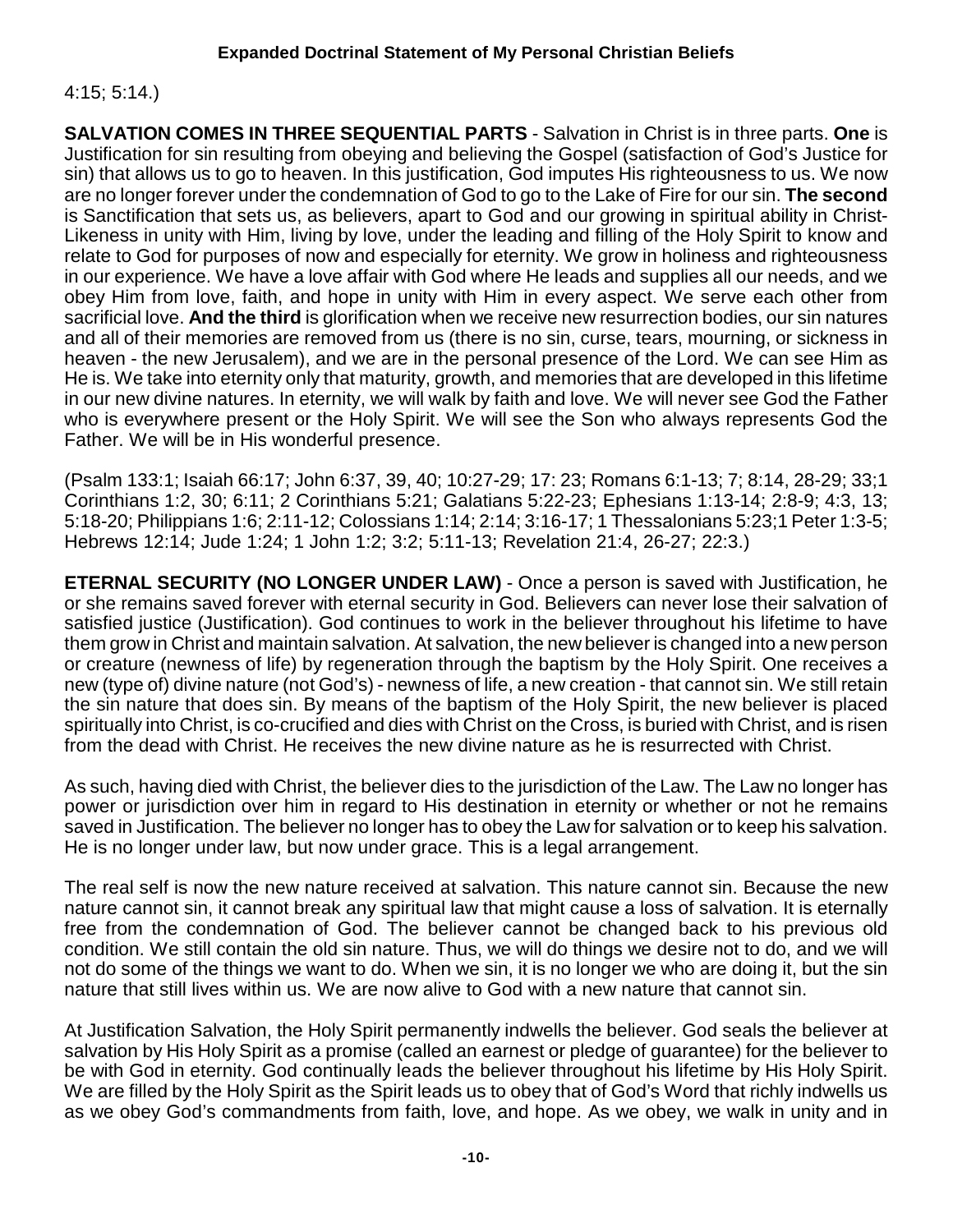4:15; 5:14.)

**SALVATION COMES IN THREE SEQUENTIAL PARTS** - Salvation in Christ is in three parts. **One** is Justification for sin resulting from obeying and believing the Gospel (satisfaction of God's Justice for sin) that allows us to go to heaven. In this justification, God imputes His righteousness to us. We now are no longer forever under the condemnation of God to go to the Lake of Fire for our sin. **The second** is Sanctification that sets us, as believers, apart to God and our growing in spiritual ability in Christ-Likeness in unity with Him, living by love, under the leading and filling of the Holy Spirit to know and relate to God for purposes of now and especially for eternity. We grow in holiness and righteousness in our experience. We have a love affair with God where He leads and supplies all our needs, and we obey Him from love, faith, and hope in unity with Him in every aspect. We serve each other from sacrificial love. **And the third** is glorification when we receive new resurrection bodies, our sin natures and all of their memories are removed from us (there is no sin, curse, tears, mourning, or sickness in heaven - the new Jerusalem), and we are in the personal presence of the Lord. We can see Him as He is. We take into eternity only that maturity, growth, and memories that are developed in this lifetime in our new divine natures. In eternity, we will walk by faith and love. We will never see God the Father who is everywhere present or the Holy Spirit. We will see the Son who always represents God the Father. We will be in His wonderful presence.

(Psalm 133:1; Isaiah 66:17; John 6:37, 39, 40; 10:27-29; 17: 23; Romans 6:1-13; 7; 8:14, 28-29; 33;1 Corinthians 1:2, 30; 6:11; 2 Corinthians 5:21; Galatians 5:22-23; Ephesians 1:13-14; 2:8-9; 4:3, 13; 5:18-20; Philippians 1:6; 2:11-12; Colossians 1:14; 2:14; 3:16-17; 1 Thessalonians 5:23;1 Peter 1:3-5; Hebrews 12:14; Jude 1:24; 1 John 1:2; 3:2; 5:11-13; Revelation 21:4, 26-27; 22:3.)

**ETERNAL SECURITY (NO LONGER UNDER LAW)** - Once a person is saved with Justification, he or she remains saved forever with eternal security in God. Believers can never lose their salvation of satisfied justice (Justification). God continues to work in the believer throughout his lifetime to have them grow in Christ and maintain salvation. At salvation, the new believer is changed into a new person or creature (newness of life) by regeneration through the baptism by the Holy Spirit. One receives a new (type of) divine nature (not God's) - newness of life, a new creation - that cannot sin. We still retain the sin nature that does sin. By means of the baptism of the Holy Spirit, the new believer is placed spiritually into Christ, is co-crucified and dies with Christ on the Cross, is buried with Christ, and is risen from the dead with Christ. He receives the new divine nature as he is resurrected with Christ.

As such, having died with Christ, the believer dies to the jurisdiction of the Law. The Law no longer has power or jurisdiction over him in regard to His destination in eternity or whether or not he remains saved in Justification. The believer no longer has to obey the Law for salvation or to keep his salvation. He is no longer under law, but now under grace. This is a legal arrangement.

The real self is now the new nature received at salvation. This nature cannot sin. Because the new nature cannot sin, it cannot break any spiritual law that might cause a loss of salvation. It is eternally free from the condemnation of God. The believer cannot be changed back to his previous old condition. We still contain the old sin nature. Thus, we will do things we desire not to do, and we will not do some of the things we want to do. When we sin, it is no longer we who are doing it, but the sin nature that still lives within us. We are now alive to God with a new nature that cannot sin.

At Justification Salvation, the Holy Spirit permanently indwells the believer. God seals the believer at salvation by His Holy Spirit as a promise (called an earnest or pledge of guarantee) for the believer to be with God in eternity. God continually leads the believer throughout his lifetime by His Holy Spirit. We are filled by the Holy Spirit as the Spirit leads us to obey that of God's Word that richly indwells us as we obey God's commandments from faith, love, and hope. As we obey, we walk in unity and in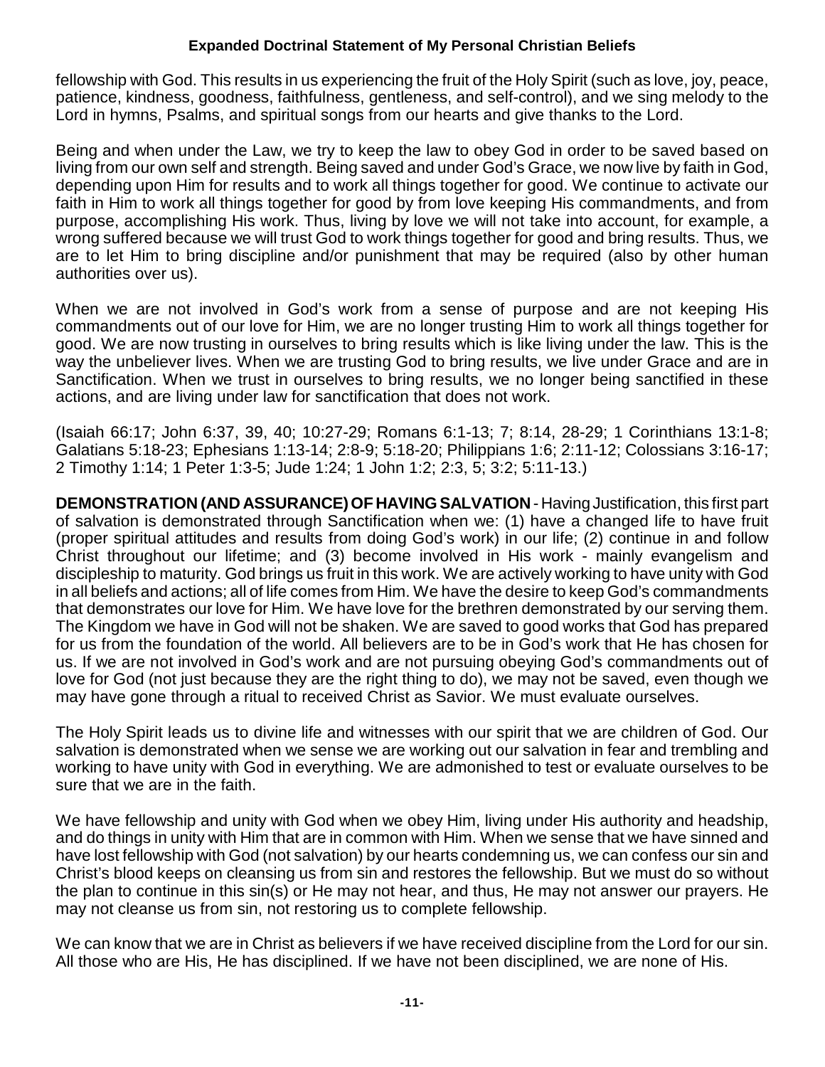fellowship with God. This results in us experiencing the fruit of the Holy Spirit (such as love, joy, peace, patience, kindness, goodness, faithfulness, gentleness, and self-control), and we sing melody to the Lord in hymns, Psalms, and spiritual songs from our hearts and give thanks to the Lord.

Being and when under the Law, we try to keep the law to obey God in order to be saved based on living from our own self and strength. Being saved and under God's Grace, we now live by faith in God, depending upon Him for results and to work all things together for good. We continue to activate our faith in Him to work all things together for good by from love keeping His commandments, and from purpose, accomplishing His work. Thus, living by love we will not take into account, for example, a wrong suffered because we will trust God to work things together for good and bring results. Thus, we are to let Him to bring discipline and/or punishment that may be required (also by other human authorities over us).

When we are not involved in God's work from a sense of purpose and are not keeping His commandments out of our love for Him, we are no longer trusting Him to work all things together for good. We are now trusting in ourselves to bring results which is like living under the law. This is the way the unbeliever lives. When we are trusting God to bring results, we live under Grace and are in Sanctification. When we trust in ourselves to bring results, we no longer being sanctified in these actions, and are living under law for sanctification that does not work.

(Isaiah 66:17; John 6:37, 39, 40; 10:27-29; Romans 6:1-13; 7; 8:14, 28-29; 1 Corinthians 13:1-8; Galatians 5:18-23; Ephesians 1:13-14; 2:8-9; 5:18-20; Philippians 1:6; 2:11-12; Colossians 3:16-17; 2 Timothy 1:14; 1 Peter 1:3-5; Jude 1:24; 1 John 1:2; 2:3, 5; 3:2; 5:11-13.)

**DEMONSTRATION (AND ASSURANCE) OF HAVING SALVATION** - Having Justification, this first part of salvation is demonstrated through Sanctification when we: (1) have a changed life to have fruit (proper spiritual attitudes and results from doing God's work) in our life; (2) continue in and follow Christ throughout our lifetime; and (3) become involved in His work - mainly evangelism and discipleship to maturity. God brings us fruit in this work. We are actively working to have unity with God in all beliefs and actions; all of life comes from Him. We have the desire to keep God's commandments that demonstrates our love for Him. We have love for the brethren demonstrated by our serving them. The Kingdom we have in God will not be shaken. We are saved to good works that God has prepared for us from the foundation of the world. All believers are to be in God's work that He has chosen for us. If we are not involved in God's work and are not pursuing obeying God's commandments out of love for God (not just because they are the right thing to do), we may not be saved, even though we may have gone through a ritual to received Christ as Savior. We must evaluate ourselves.

The Holy Spirit leads us to divine life and witnesses with our spirit that we are children of God. Our salvation is demonstrated when we sense we are working out our salvation in fear and trembling and working to have unity with God in everything. We are admonished to test or evaluate ourselves to be sure that we are in the faith.

We have fellowship and unity with God when we obey Him, living under His authority and headship, and do things in unity with Him that are in common with Him. When we sense that we have sinned and have lost fellowship with God (not salvation) by our hearts condemning us, we can confess our sin and Christ's blood keeps on cleansing us from sin and restores the fellowship. But we must do so without the plan to continue in this sin(s) or He may not hear, and thus, He may not answer our prayers. He may not cleanse us from sin, not restoring us to complete fellowship.

We can know that we are in Christ as believers if we have received discipline from the Lord for our sin. All those who are His, He has disciplined. If we have not been disciplined, we are none of His.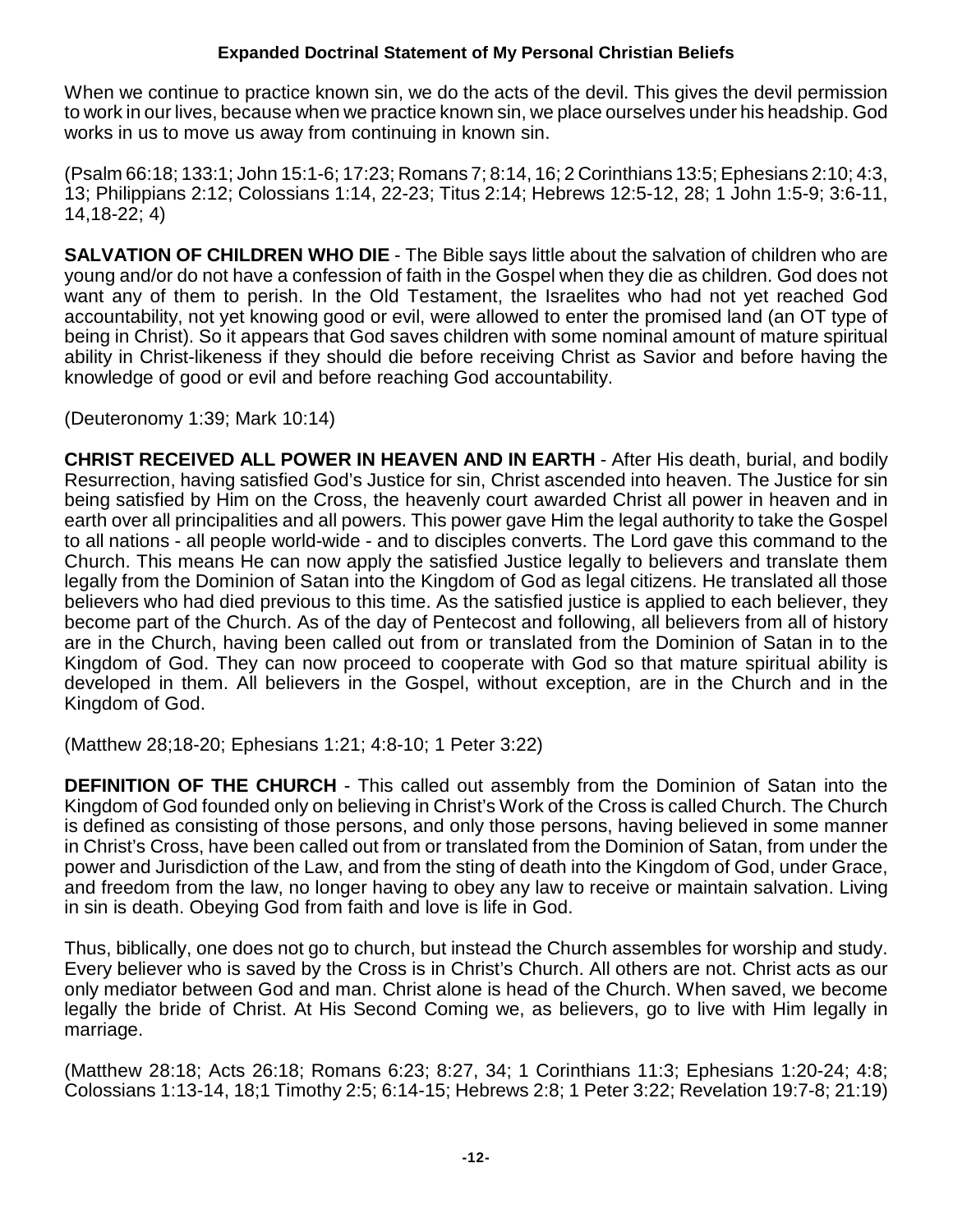When we continue to practice known sin, we do the acts of the devil. This gives the devil permission to work in our lives, because when we practice known sin, we place ourselves under his headship. God works in us to move us away from continuing in known sin.

(Psalm 66:18; 133:1; John 15:1-6; 17:23; Romans 7; 8:14, 16; 2 Corinthians 13:5; Ephesians 2:10; 4:3, 13; Philippians 2:12; Colossians 1:14, 22-23; Titus 2:14; Hebrews 12:5-12, 28; 1 John 1:5-9; 3:6-11, 14,18-22; 4)

**SALVATION OF CHILDREN WHO DIE** - The Bible says little about the salvation of children who are young and/or do not have a confession of faith in the Gospel when they die as children. God does not want any of them to perish. In the Old Testament, the Israelites who had not yet reached God accountability, not yet knowing good or evil, were allowed to enter the promised land (an OT type of being in Christ). So it appears that God saves children with some nominal amount of mature spiritual ability in Christ-likeness if they should die before receiving Christ as Savior and before having the knowledge of good or evil and before reaching God accountability.

(Deuteronomy 1:39; Mark 10:14)

**CHRIST RECEIVED ALL POWER IN HEAVEN AND IN EARTH** - After His death, burial, and bodily Resurrection, having satisfied God's Justice for sin, Christ ascended into heaven. The Justice for sin being satisfied by Him on the Cross, the heavenly court awarded Christ all power in heaven and in earth over all principalities and all powers. This power gave Him the legal authority to take the Gospel to all nations - all people world-wide - and to disciples converts. The Lord gave this command to the Church. This means He can now apply the satisfied Justice legally to believers and translate them legally from the Dominion of Satan into the Kingdom of God as legal citizens. He translated all those believers who had died previous to this time. As the satisfied justice is applied to each believer, they become part of the Church. As of the day of Pentecost and following, all believers from all of history are in the Church, having been called out from or translated from the Dominion of Satan in to the Kingdom of God. They can now proceed to cooperate with God so that mature spiritual ability is developed in them. All believers in the Gospel, without exception, are in the Church and in the Kingdom of God.

(Matthew 28;18-20; Ephesians 1:21; 4:8-10; 1 Peter 3:22)

**DEFINITION OF THE CHURCH** - This called out assembly from the Dominion of Satan into the Kingdom of God founded only on believing in Christ's Work of the Cross is called Church. The Church is defined as consisting of those persons, and only those persons, having believed in some manner in Christ's Cross, have been called out from or translated from the Dominion of Satan, from under the power and Jurisdiction of the Law, and from the sting of death into the Kingdom of God, under Grace, and freedom from the law, no longer having to obey any law to receive or maintain salvation. Living in sin is death. Obeying God from faith and love is life in God.

Thus, biblically, one does not go to church, but instead the Church assembles for worship and study. Every believer who is saved by the Cross is in Christ's Church. All others are not. Christ acts as our only mediator between God and man. Christ alone is head of the Church. When saved, we become legally the bride of Christ. At His Second Coming we, as believers, go to live with Him legally in marriage.

(Matthew 28:18; Acts 26:18; Romans 6:23; 8:27, 34; 1 Corinthians 11:3; Ephesians 1:20-24; 4:8; Colossians 1:13-14, 18;1 Timothy 2:5; 6:14-15; Hebrews 2:8; 1 Peter 3:22; Revelation 19:7-8; 21:19)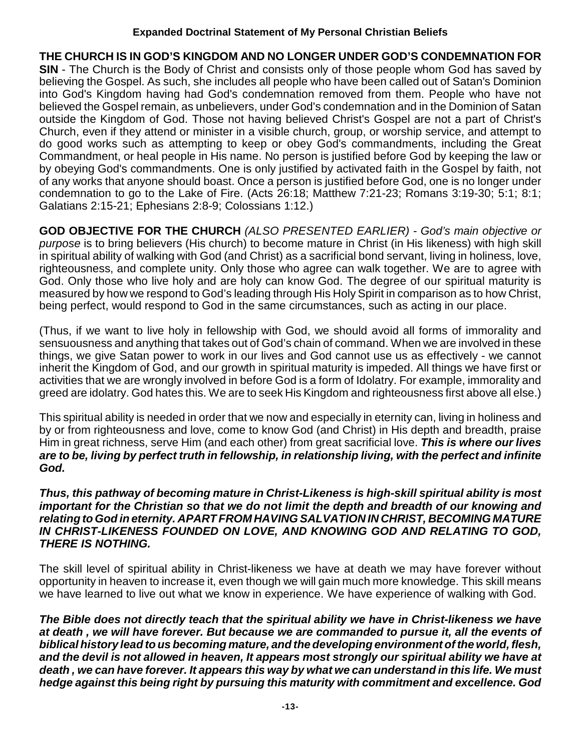**Expanded Doctrinal Statement of My Personal Christian Beliefs**

**THE CHURCH IS IN GOD'S KINGDOM AND NO LONGER UNDER GOD'S CONDEMNATION FOR SIN** - The Church is the Body of Christ and consists only of those people whom God has saved by believing the Gospel. As such, she includes all people who have been called out of Satan's Dominion into God's Kingdom having had God's condemnation removed from them. People who have not believed the Gospel remain, as unbelievers, under God's condemnation and in the Dominion of Satan outside the Kingdom of God. Those not having believed Christ's Gospel are not a part of Christ's Church, even if they attend or minister in a visible church, group, or worship service, and attempt to do good works such as attempting to keep or obey God's commandments, including the Great Commandment, or heal people in His name. No person is justified before God by keeping the law or by obeying God's commandments. One is only justified by activated faith in the Gospel by faith, not of any works that anyone should boast. Once a person is justified before God, one is no longer under condemnation to go to the Lake of Fire. (Acts 26:18; Matthew 7:21-23; Romans 3:19-30; 5:1; 8:1; Galatians 2:15-21; Ephesians 2:8-9; Colossians 1:12.)

**GOD OBJECTIVE FOR THE CHURCH** *(ALSO PRESENTED EARLIER) - God's main objective or purpose* is to bring believers (His church) to become mature in Christ (in His likeness) with high skill in spiritual ability of walking with God (and Christ) as a sacrificial bond servant, living in holiness, love, righteousness, and complete unity. Only those who agree can walk together. We are to agree with God. Only those who live holy and are holy can know God. The degree of our spiritual maturity is measured by how we respond to God's leading through His Holy Spirit in comparison as to how Christ, being perfect, would respond to God in the same circumstances, such as acting in our place.

(Thus, if we want to live holy in fellowship with God, we should avoid all forms of immorality and sensuousness and anything that takes out of God's chain of command. When we are involved in these things, we give Satan power to work in our lives and God cannot use us as effectively - we cannot inherit the Kingdom of God, and our growth in spiritual maturity is impeded. All things we have first or activities that we are wrongly involved in before God is a form of Idolatry. For example, immorality and greed are idolatry. God hates this. We are to seek His Kingdom and righteousness first above all else.)

This spiritual ability is needed in order that we now and especially in eternity can, living in holiness and by or from righteousness and love, come to know God (and Christ) in His depth and breadth, praise Him in great richness, serve Him (and each other) from great sacrificial love. ***This is where our lives are to be, living by perfect truth in fellowship, in relationship living, with the perfect and infinite God.***

***Thus, this pathway of becoming mature in Christ-Likeness is high-skill spiritual ability is most important for the Christian so that we do not limit the depth and breadth of our knowing and relating to God in eternity. APART FROM HAVING SALVATION IN CHRIST, BECOMING MATURE IN CHRIST-LIKENESS FOUNDED ON LOVE, AND KNOWING GOD AND RELATING TO GOD, THERE IS NOTHING.***

The skill level of spiritual ability in Christ-likeness we have at death we may have forever without opportunity in heaven to increase it, even though we will gain much more knowledge. This skill means we have learned to live out what we know in experience. We have experience of walking with God.

***The Bible does not directly teach that the spiritual ability we have in Christ-likeness we have at death , we will have forever. But because we are commanded to pursue it, all the events of biblical history lead to us becoming mature, and the developing environment of the world, flesh, and the devil is not allowed in heaven, It appears most strongly our spiritual ability we have at death , we can have forever. It appears this way by what we can understand in this life. We must hedge against this being right by pursuing this maturity with commitment and excellence. God***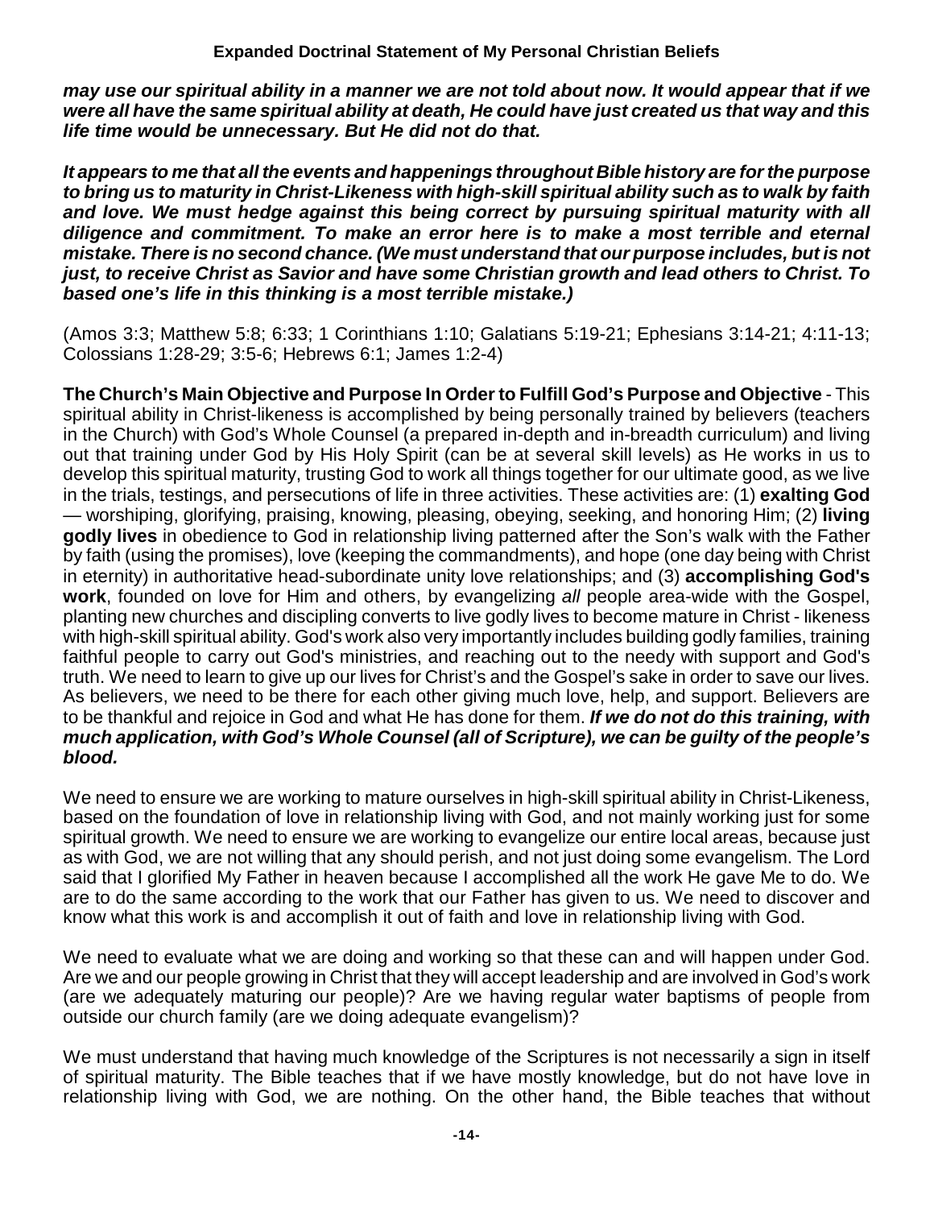***may use our spiritual ability in a manner we are not told about now. It would appear that if we were all have the same spiritual ability at death, He could have just created us that way and this life time would be unnecessary. But He did not do that.***

***It appears to me that all the events and happenings throughout Bible history are for the purpose to bring us to maturity in Christ-Likeness with high-skill spiritual ability such as to walk by faith and love. We must hedge against this being correct by pursuing spiritual maturity with all diligence and commitment. To make an error here is to make a most terrible and eternal mistake. There is no second chance. (We must understand that our purpose includes, but is not just, to receive Christ as Savior and have some Christian growth and lead others to Christ. To based one's life in this thinking is a most terrible mistake.)***

(Amos 3:3; Matthew 5:8; 6:33; 1 Corinthians 1:10; Galatians 5:19-21; Ephesians 3:14-21; 4:11-13; Colossians 1:28-29; 3:5-6; Hebrews 6:1; James 1:2-4)

**The Church's Main Objective and Purpose In Order to Fulfill God's Purpose and Objective** - This spiritual ability in Christ-likeness is accomplished by being personally trained by believers (teachers in the Church) with God's Whole Counsel (a prepared in-depth and in-breadth curriculum) and living out that training under God by His Holy Spirit (can be at several skill levels) as He works in us to develop this spiritual maturity, trusting God to work all things together for our ultimate good, as we live in the trials, testings, and persecutions of life in three activities. These activities are: (1) **exalting God** — worshiping, glorifying, praising, knowing, pleasing, obeying, seeking, and honoring Him; (2) **living godly lives** in obedience to God in relationship living patterned after the Son's walk with the Father by faith (using the promises), love (keeping the commandments), and hope (one day being with Christ in eternity) in authoritative head-subordinate unity love relationships; and (3) **accomplishing God's work**, founded on love for Him and others, by evangelizing *all* people area-wide with the Gospel, planting new churches and discipling converts to live godly lives to become mature in Christ - likeness with high-skill spiritual ability. God's work also very importantly includes building godly families, training faithful people to carry out God's ministries, and reaching out to the needy with support and God's truth. We need to learn to give up our lives for Christ's and the Gospel's sake in order to save our lives. As believers, we need to be there for each other giving much love, help, and support. Believers are to be thankful and rejoice in God and what He has done for them. ***If we do not do this training, with much application, with God's Whole Counsel (all of Scripture), we can be guilty of the people's blood.***

We need to ensure we are working to mature ourselves in high-skill spiritual ability in Christ-Likeness, based on the foundation of love in relationship living with God, and not mainly working just for some spiritual growth. We need to ensure we are working to evangelize our entire local areas, because just as with God, we are not willing that any should perish, and not just doing some evangelism. The Lord said that I glorified My Father in heaven because I accomplished all the work He gave Me to do. We are to do the same according to the work that our Father has given to us. We need to discover and know what this work is and accomplish it out of faith and love in relationship living with God.

We need to evaluate what we are doing and working so that these can and will happen under God. Are we and our people growing in Christ that they will accept leadership and are involved in God's work (are we adequately maturing our people)? Are we having regular water baptisms of people from outside our church family (are we doing adequate evangelism)?

We must understand that having much knowledge of the Scriptures is not necessarily a sign in itself of spiritual maturity. The Bible teaches that if we have mostly knowledge, but do not have love in relationship living with God, we are nothing. On the other hand, the Bible teaches that without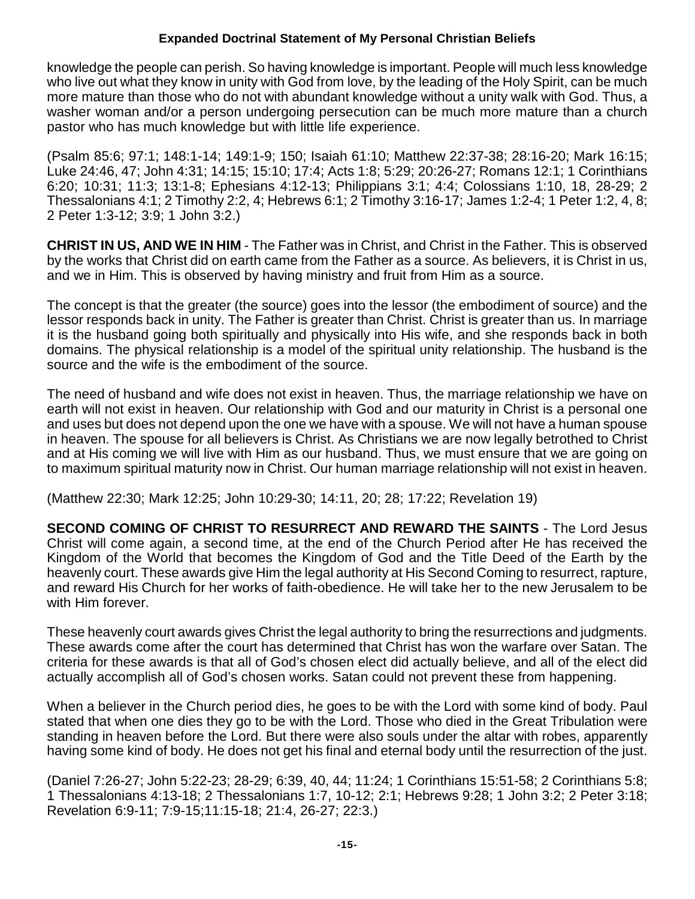knowledge the people can perish. So having knowledge is important. People will much less knowledge who live out what they know in unity with God from love, by the leading of the Holy Spirit, can be much more mature than those who do not with abundant knowledge without a unity walk with God. Thus, a washer woman and/or a person undergoing persecution can be much more mature than a church pastor who has much knowledge but with little life experience.

(Psalm 85:6; 97:1; 148:1-14; 149:1-9; 150; Isaiah 61:10; Matthew 22:37-38; 28:16-20; Mark 16:15; Luke 24:46, 47; John 4:31; 14:15; 15:10; 17:4; Acts 1:8; 5:29; 20:26-27; Romans 12:1; 1 Corinthians 6:20; 10:31; 11:3; 13:1-8; Ephesians 4:12-13; Philippians 3:1; 4:4; Colossians 1:10, 18, 28-29; 2 Thessalonians 4:1; 2 Timothy 2:2, 4; Hebrews 6:1; 2 Timothy 3:16-17; James 1:2-4; 1 Peter 1:2, 4, 8; 2 Peter 1:3-12; 3:9; 1 John 3:2.)

**CHRIST IN US, AND WE IN HIM** - The Father was in Christ, and Christ in the Father. This is observed by the works that Christ did on earth came from the Father as a source. As believers, it is Christ in us, and we in Him. This is observed by having ministry and fruit from Him as a source.

The concept is that the greater (the source) goes into the lessor (the embodiment of source) and the lessor responds back in unity. The Father is greater than Christ. Christ is greater than us. In marriage it is the husband going both spiritually and physically into His wife, and she responds back in both domains. The physical relationship is a model of the spiritual unity relationship. The husband is the source and the wife is the embodiment of the source.

The need of husband and wife does not exist in heaven. Thus, the marriage relationship we have on earth will not exist in heaven. Our relationship with God and our maturity in Christ is a personal one and uses but does not depend upon the one we have with a spouse. We will not have a human spouse in heaven. The spouse for all believers is Christ. As Christians we are now legally betrothed to Christ and at His coming we will live with Him as our husband. Thus, we must ensure that we are going on to maximum spiritual maturity now in Christ. Our human marriage relationship will not exist in heaven.

(Matthew 22:30; Mark 12:25; John 10:29-30; 14:11, 20; 28; 17:22; Revelation 19)

**SECOND COMING OF CHRIST TO RESURRECT AND REWARD THE SAINTS** - The Lord Jesus Christ will come again, a second time, at the end of the Church Period after He has received the Kingdom of the World that becomes the Kingdom of God and the Title Deed of the Earth by the heavenly court. These awards give Him the legal authority at His Second Coming to resurrect, rapture, and reward His Church for her works of faith-obedience. He will take her to the new Jerusalem to be with Him forever.

These heavenly court awards gives Christ the legal authority to bring the resurrections and judgments. These awards come after the court has determined that Christ has won the warfare over Satan. The criteria for these awards is that all of God's chosen elect did actually believe, and all of the elect did actually accomplish all of God's chosen works. Satan could not prevent these from happening.

When a believer in the Church period dies, he goes to be with the Lord with some kind of body. Paul stated that when one dies they go to be with the Lord. Those who died in the Great Tribulation were standing in heaven before the Lord. But there were also souls under the altar with robes, apparently having some kind of body. He does not get his final and eternal body until the resurrection of the just.

(Daniel 7:26-27; John 5:22-23; 28-29; 6:39, 40, 44; 11:24; 1 Corinthians 15:51-58; 2 Corinthians 5:8; 1 Thessalonians 4:13-18; 2 Thessalonians 1:7, 10-12; 2:1; Hebrews 9:28; 1 John 3:2; 2 Peter 3:18; Revelation 6:9-11; 7:9-15;11:15-18; 21:4, 26-27; 22:3.)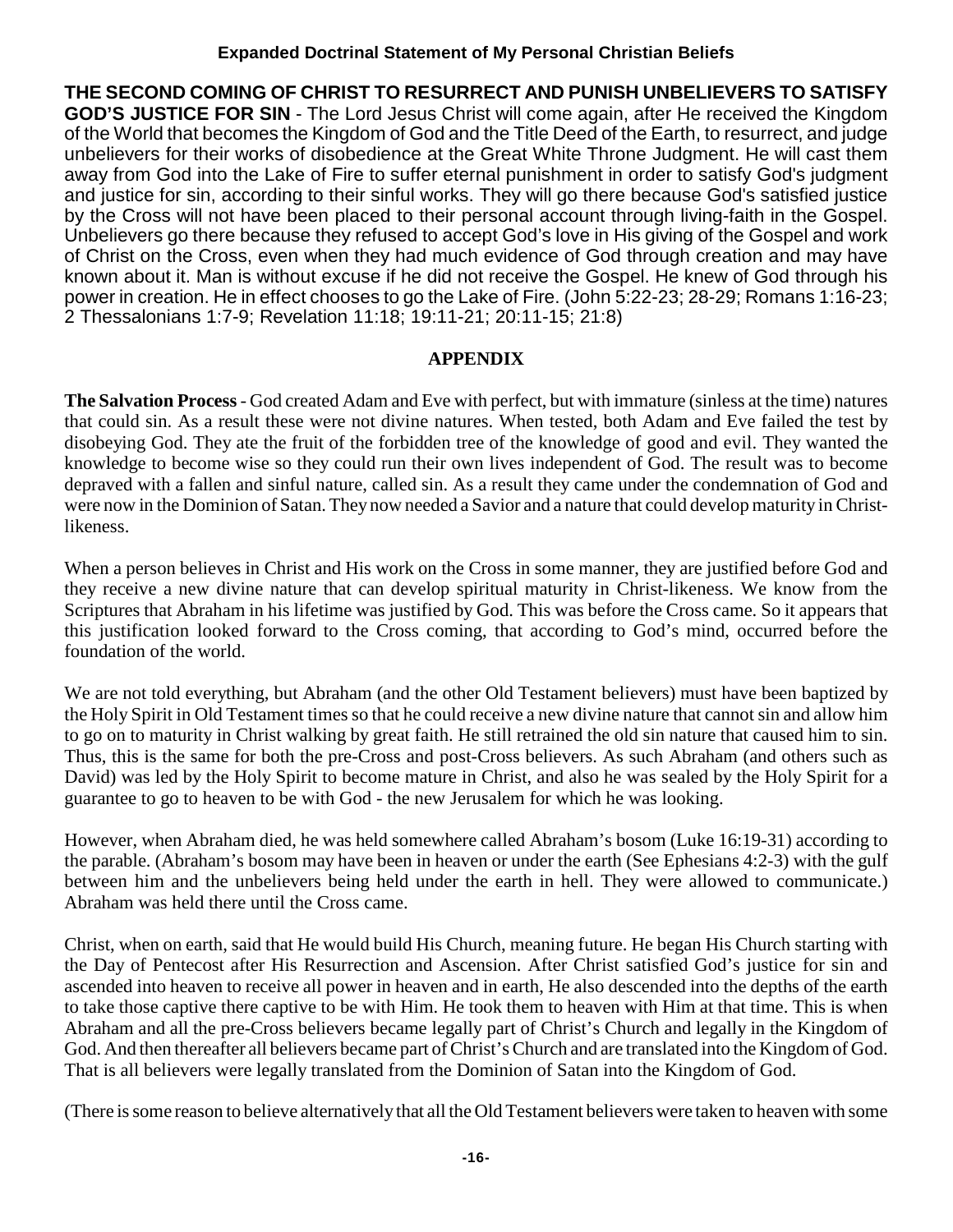**THE SECOND COMING OF CHRIST TO RESURRECT AND PUNISH UNBELIEVERS TO SATISFY GOD'S JUSTICE FOR SIN** - The Lord Jesus Christ will come again, after He received the Kingdom of the World that becomes the Kingdom of God and the Title Deed of the Earth, to resurrect, and judge unbelievers for their works of disobedience at the Great White Throne Judgment. He will cast them away from God into the Lake of Fire to suffer eternal punishment in order to satisfy God's judgment and justice for sin, according to their sinful works. They will go there because God's satisfied justice by the Cross will not have been placed to their personal account through living-faith in the Gospel. Unbelievers go there because they refused to accept God's love in His giving of the Gospel and work of Christ on the Cross, even when they had much evidence of God through creation and may have known about it. Man is without excuse if he did not receive the Gospel. He knew of God through his power in creation. He in effect chooses to go the Lake of Fire. (John 5:22-23; 28-29; Romans 1:16-23; 2 Thessalonians 1:7-9; Revelation 11:18; 19:11-21; 20:11-15; 21:8)

## APPENDIX

**The Salvation Process** - God created Adam and Eve with perfect, but with immature (sinless at the time) natures that could sin. As a result these were not divine natures. When tested, both Adam and Eve failed the test by disobeying God. They ate the fruit of the forbidden tree of the knowledge of good and evil. They wanted the knowledge to become wise so they could run their own lives independent of God. The result was to become depraved with a fallen and sinful nature, called sin. As a result they came under the condemnation of God and were now in the Dominion of Satan. They now needed a Savior and a nature that could develop maturity in Christ-likeness.

When a person believes in Christ and His work on the Cross in some manner, they are justified before God and they receive a new divine nature that can develop spiritual maturity in Christ-likeness. We know from the Scriptures that Abraham in his lifetime was justified by God. This was before the Cross came. So it appears that this justification looked forward to the Cross coming, that according to God's mind, occurred before the foundation of the world.

We are not told everything, but Abraham (and the other Old Testament believers) must have been baptized by the Holy Spirit in Old Testament times so that he could receive a new divine nature that cannot sin and allow him to go on to maturity in Christ walking by great faith. He still retrained the old sin nature that caused him to sin. Thus, this is the same for both the pre-Cross and post-Cross believers. As such Abraham (and others such as David) was led by the Holy Spirit to become mature in Christ, and also he was sealed by the Holy Spirit for a guarantee to go to heaven to be with God - the new Jerusalem for which he was looking.

However, when Abraham died, he was held somewhere called Abraham's bosom (Luke 16:19-31) according to the parable. (Abraham's bosom may have been in heaven or under the earth (See Ephesians 4:2-3) with the gulf between him and the unbelievers being held under the earth in hell. They were allowed to communicate.) Abraham was held there until the Cross came.

Christ, when on earth, said that He would build His Church, meaning future. He began His Church starting with the Day of Pentecost after His Resurrection and Ascension. After Christ satisfied God's justice for sin and ascended into heaven to receive all power in heaven and in earth, He also descended into the depths of the earth to take those captive there captive to be with Him. He took them to heaven with Him at that time. This is when Abraham and all the pre-Cross believers became legally part of Christ's Church and legally in the Kingdom of God. And then thereafter all believers became part of Christ's Church and are translated into the Kingdom of God. That is all believers were legally translated from the Dominion of Satan into the Kingdom of God.

(There is some reason to believe alternatively that all the Old Testament believers were taken to heaven with some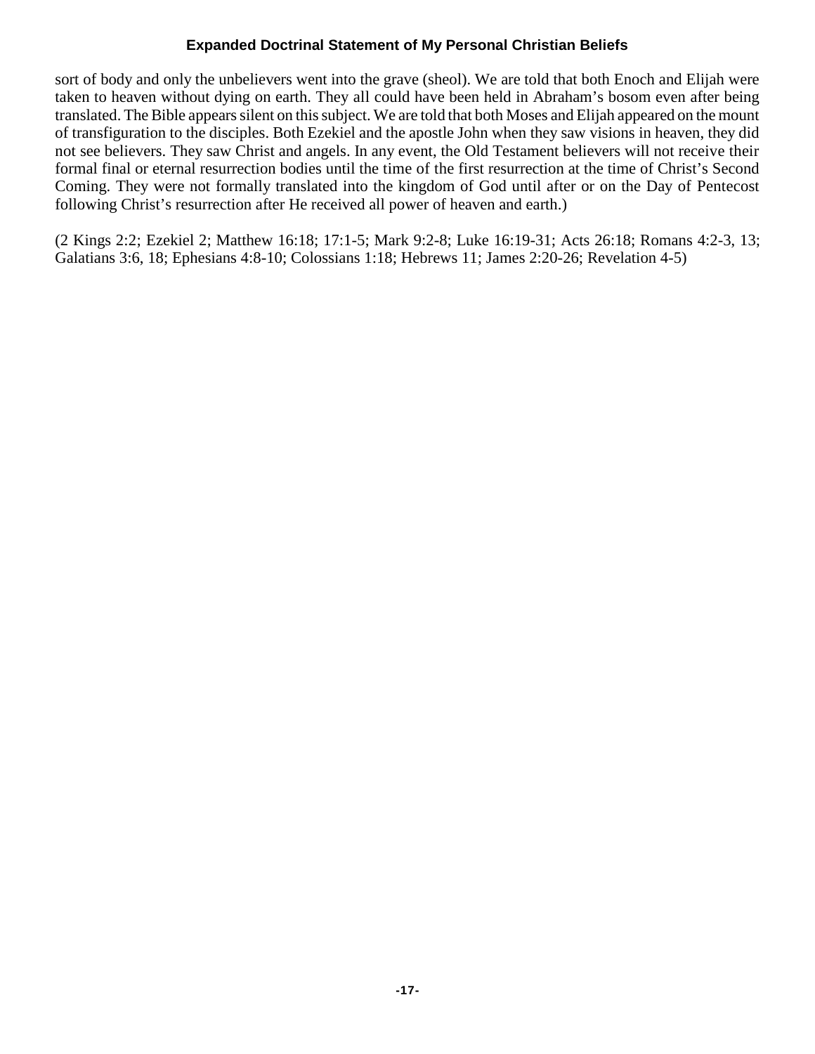sort of body and only the unbelievers went into the grave (sheol). We are told that both Enoch and Elijah were taken to heaven without dying on earth. They all could have been held in Abraham's bosom even after being translated. The Bible appears silent on this subject. We are told that both Moses and Elijah appeared on the mount of transfiguration to the disciples. Both Ezekiel and the apostle John when they saw visions in heaven, they did not see believers. They saw Christ and angels. In any event, the Old Testament believers will not receive their formal final or eternal resurrection bodies until the time of the first resurrection at the time of Christ's Second Coming. They were not formally translated into the kingdom of God until after or on the Day of Pentecost following Christ's resurrection after He received all power of heaven and earth.)

(2 Kings 2:2; Ezekiel 2; Matthew 16:18; 17:1-5; Mark 9:2-8; Luke 16:19-31; Acts 26:18; Romans 4:2-3, 13; Galatians 3:6, 18; Ephesians 4:8-10; Colossians 1:18; Hebrews 11; James 2:20-26; Revelation 4-5)